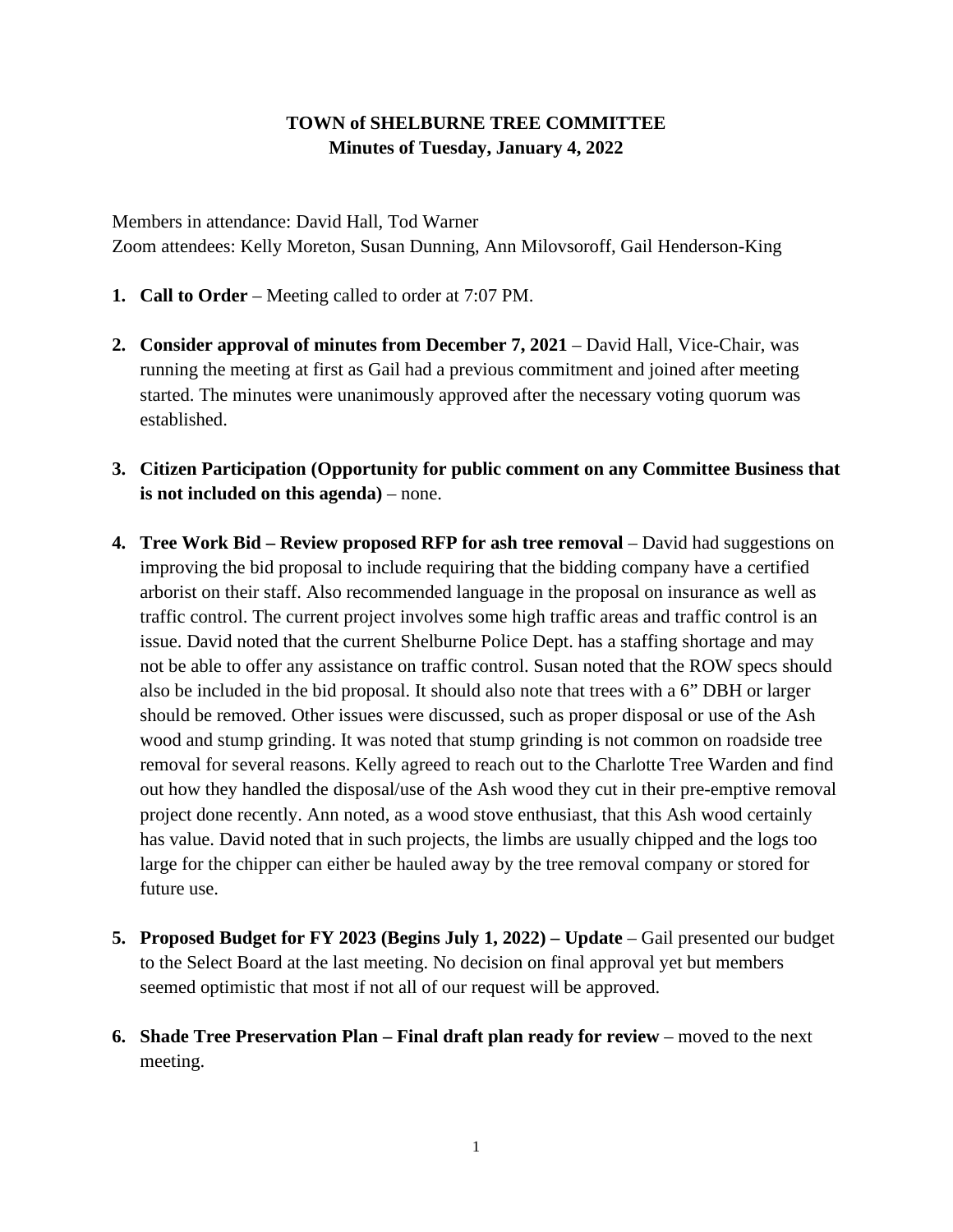# TOWN of SHELBURNE TREE COMMITTEE
## Minutes of Tuesday, January 4, 2022

Members in attendance: David Hall, Tod Warner
Zoom attendees: Kelly Moreton, Susan Dunning, Ann Milovsoroff, Gail Henderson-King

1. **Call to Order** – Meeting called to order at 7:07 PM.

2. **Consider approval of minutes from December 7, 2021** – David Hall, Vice-Chair, was running the meeting at first as Gail had a previous commitment and joined after meeting started. The minutes were unanimously approved after the necessary voting quorum was established.

3. **Citizen Participation (Opportunity for public comment on any Committee Business that is not included on this agenda)** – none.

4. **Tree Work Bid – Review proposed RFP for ash tree removal** – David had suggestions on improving the bid proposal to include requiring that the bidding company have a certified arborist on their staff. Also recommended language in the proposal on insurance as well as traffic control. The current project involves some high traffic areas and traffic control is an issue. David noted that the current Shelburne Police Dept. has a staffing shortage and may not be able to offer any assistance on traffic control. Susan noted that the ROW specs should also be included in the bid proposal. It should also note that trees with a 6" DBH or larger should be removed. Other issues were discussed, such as proper disposal or use of the Ash wood and stump grinding. It was noted that stump grinding is not common on roadside tree removal for several reasons. Kelly agreed to reach out to the Charlotte Tree Warden and find out how they handled the disposal/use of the Ash wood they cut in their pre-emptive removal project done recently. Ann noted, as a wood stove enthusiast, that this Ash wood certainly has value. David noted that in such projects, the limbs are usually chipped and the logs too large for the chipper can either be hauled away by the tree removal company or stored for future use.

5. **Proposed Budget for FY 2023 (Begins July 1, 2022) – Update** – Gail presented our budget to the Select Board at the last meeting. No decision on final approval yet but members seemed optimistic that most if not all of our request will be approved.

6. **Shade Tree Preservation Plan – Final draft plan ready for review** – moved to the next meeting.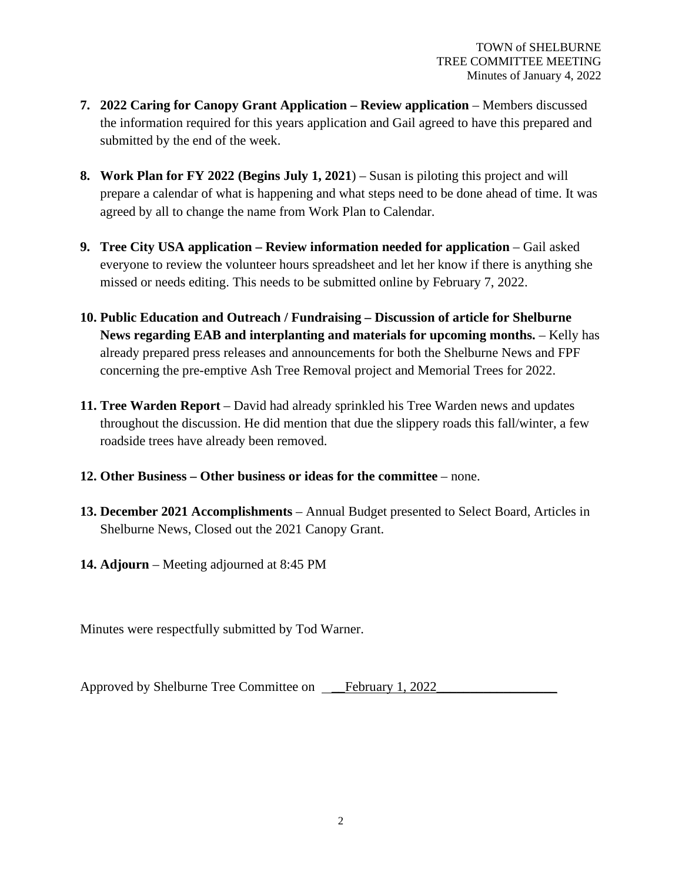7. **2022 Caring for Canopy Grant Application – Review application** – Members discussed the information required for this years application and Gail agreed to have this prepared and submitted by the end of the week.

8. **Work Plan for FY 2022 (Begins July 1, 2021**) – Susan is piloting this project and will prepare a calendar of what is happening and what steps need to be done ahead of time. It was agreed by all to change the name from Work Plan to Calendar.

9. **Tree City USA application – Review information needed for application** – Gail asked everyone to review the volunteer hours spreadsheet and let her know if there is anything she missed or needs editing. This needs to be submitted online by February 7, 2022.

10. **Public Education and Outreach / Fundraising – Discussion of article for Shelburne News regarding EAB and interplanting and materials for upcoming months.** – Kelly has already prepared press releases and announcements for both the Shelburne News and FPF concerning the pre-emptive Ash Tree Removal project and Memorial Trees for 2022.

11. **Tree Warden Report** – David had already sprinkled his Tree Warden news and updates throughout the discussion. He did mention that due the slippery roads this fall/winter, a few roadside trees have already been removed.

12. **Other Business – Other business or ideas for the committee** – none.

13. **December 2021 Accomplishments** – Annual Budget presented to Select Board, Articles in Shelburne News, Closed out the 2021 Canopy Grant.

14. **Adjourn** – Meeting adjourned at 8:45 PM

Minutes were respectfully submitted by Tod Warner.

Approved by Shelburne Tree Committee on \_\_February 1, 2022\_\_\_\_\_\_\_\_\_\_\_\_\_\_\_\_\_\_